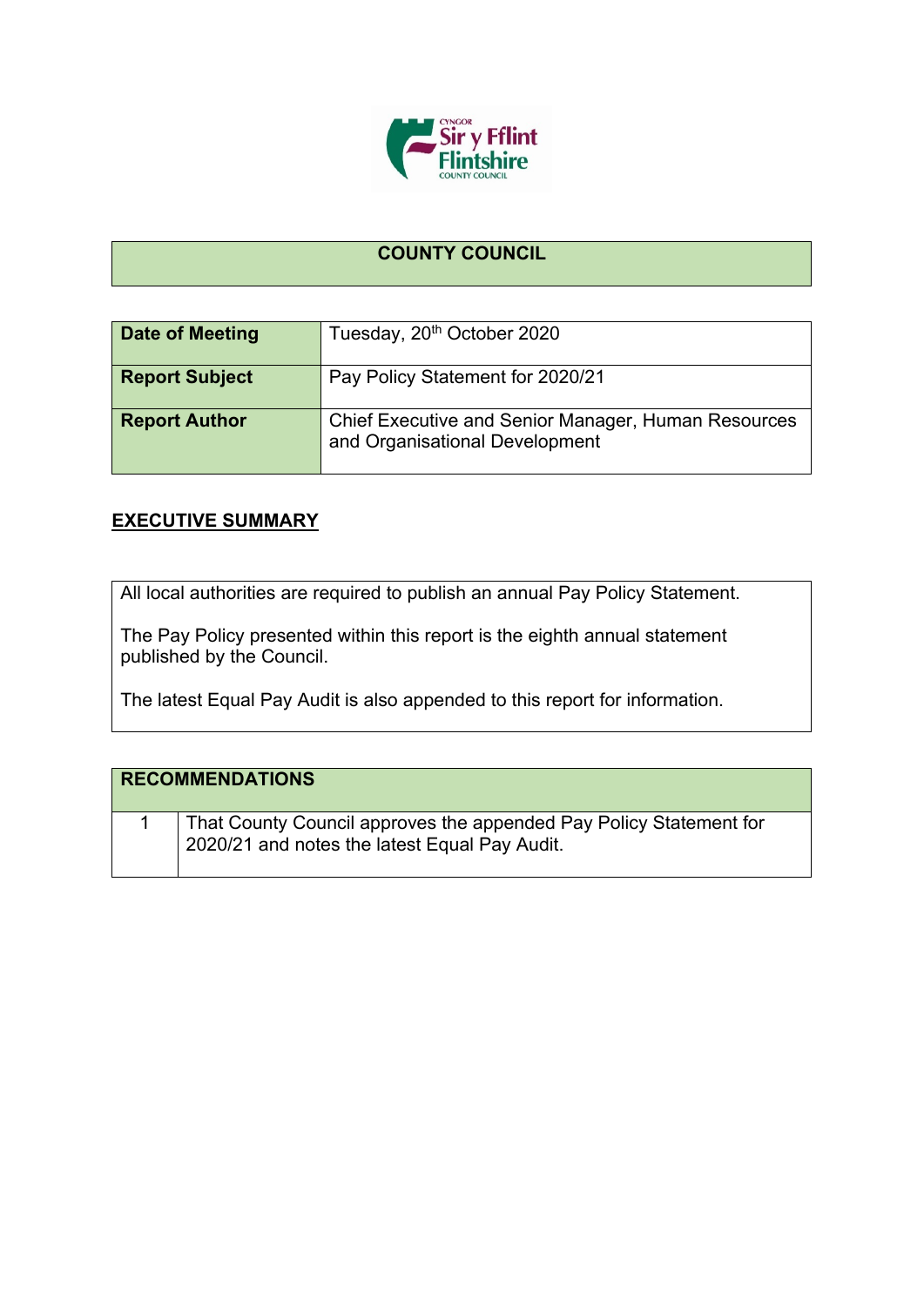## COUNTY COUNCIL

| Date of Meeting | Tuesday, 20th October 2020 |
| --- | --- |
| Report Subject | Pay Policy Statement for 2020/21 |
| Report Author | Chief Executive and Senior Manager, Human Resources and Organisational Development |

## EXECUTIVE SUMMARY

All local authorities are required to publish an annual Pay Policy Statement.

The Pay Policy presented within this report is the eighth annual statement published by the Council.

The latest Equal Pay Audit is also appended to this report for information.

| RECOMMENDATIONS | |
| --- | --- |
| 1 | That County Council approves the appended Pay Policy Statement for 2020/21 and notes the latest Equal Pay Audit. |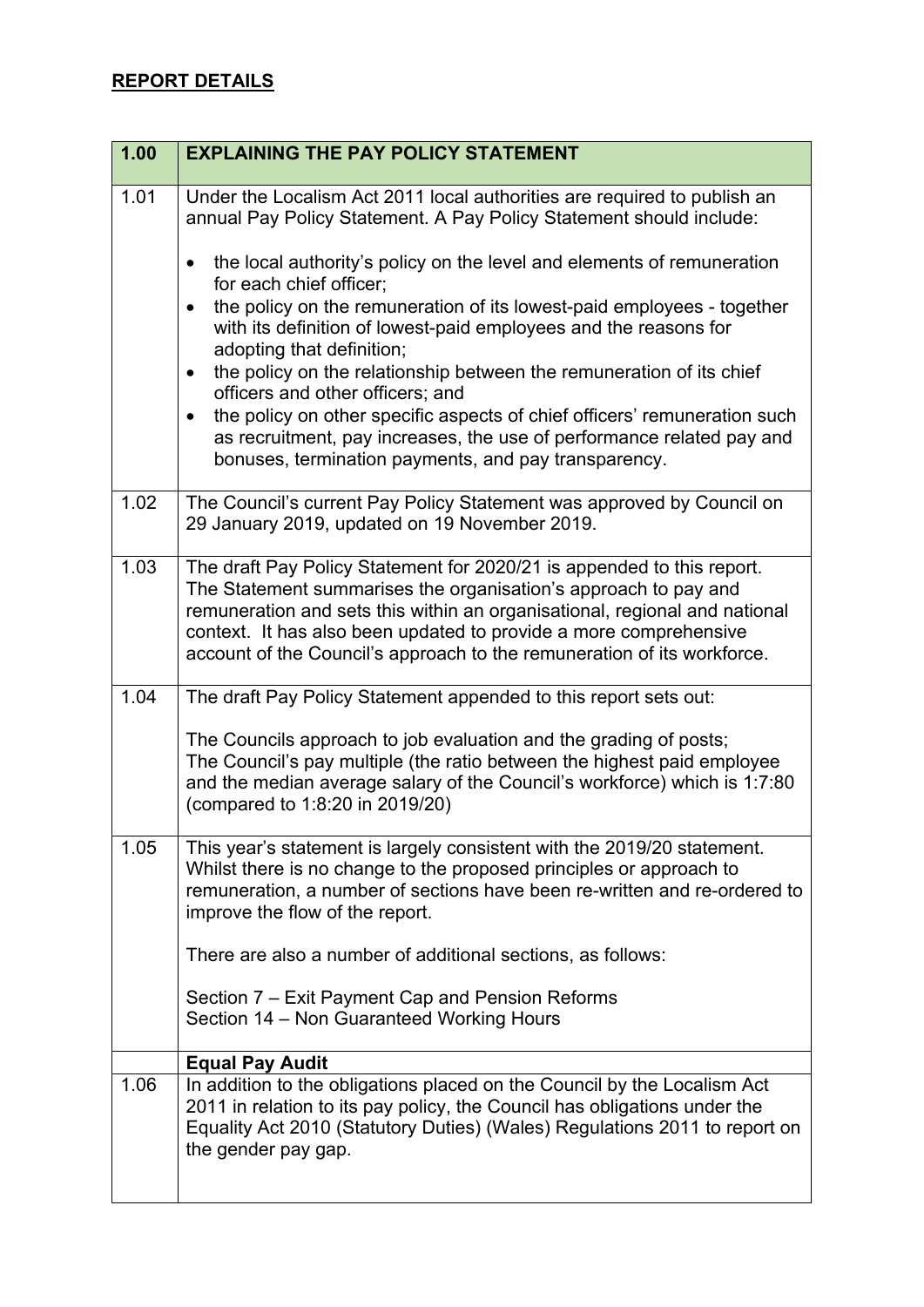## REPORT DETAILS

| 1.00 | EXPLAINING THE PAY POLICY STATEMENT |
|---|---|
| 1.01 | Under the Localism Act 2011 local authorities are required to publish an annual Pay Policy Statement. A Pay Policy Statement should include:<br><br>• the local authority's policy on the level and elements of remuneration for each chief officer;<br>• the policy on the remuneration of its lowest-paid employees - together with its definition of lowest-paid employees and the reasons for adopting that definition;<br>• the policy on the relationship between the remuneration of its chief officers and other officers; and<br>• the policy on other specific aspects of chief officers' remuneration such as recruitment, pay increases, the use of performance related pay and bonuses, termination payments, and pay transparency. |
| 1.02 | The Council's current Pay Policy Statement was approved by Council on 29 January 2019, updated on 19 November 2019. |
| 1.03 | The draft Pay Policy Statement for 2020/21 is appended to this report. The Statement summarises the organisation's approach to pay and remuneration and sets this within an organisational, regional and national context. It has also been updated to provide a more comprehensive account of the Council's approach to the remuneration of its workforce. |
| 1.04 | The draft Pay Policy Statement appended to this report sets out:<br><br>The Councils approach to job evaluation and the grading of posts;<br>The Council's pay multiple (the ratio between the highest paid employee and the median average salary of the Council's workforce) which is 1:7:80 (compared to 1:8:20 in 2019/20) |
| 1.05 | This year's statement is largely consistent with the 2019/20 statement. Whilst there is no change to the proposed principles or approach to remuneration, a number of sections have been re-written and re-ordered to improve the flow of the report.<br><br>There are also a number of additional sections, as follows:<br><br>Section 7 – Exit Payment Cap and Pension Reforms<br>Section 14 – Non Guaranteed Working Hours |
| | **Equal Pay Audit** |
| 1.06 | In addition to the obligations placed on the Council by the Localism Act 2011 in relation to its pay policy, the Council has obligations under the Equality Act 2010 (Statutory Duties) (Wales) Regulations 2011 to report on the gender pay gap. |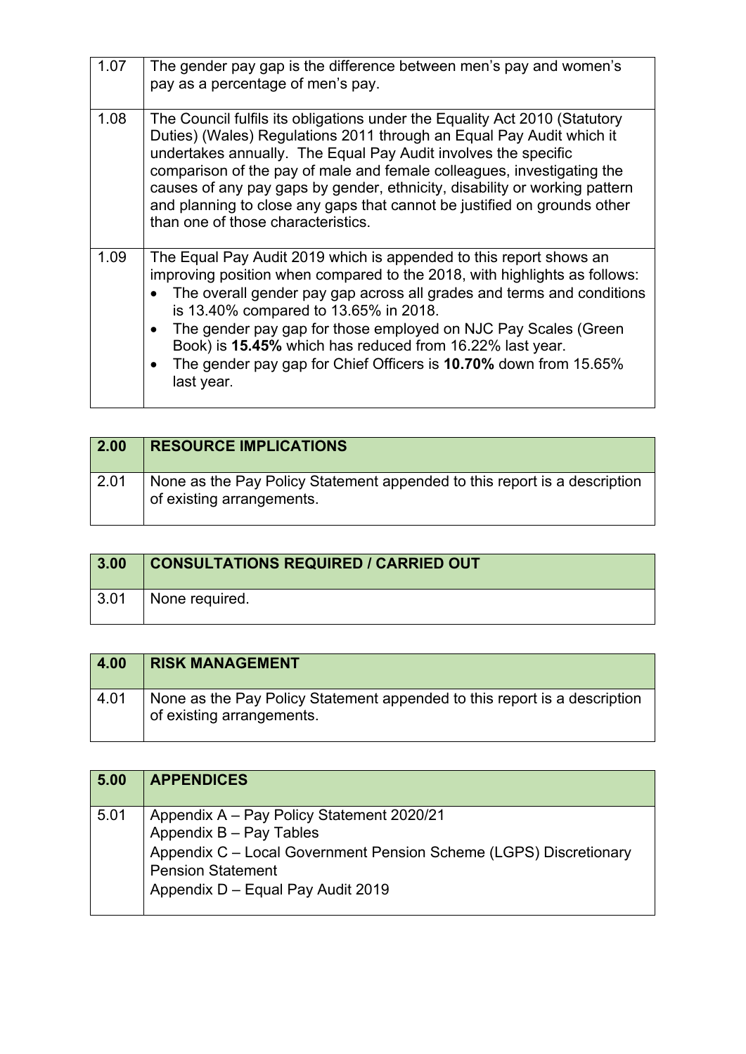| | |
|---|---|
| 1.07 | The gender pay gap is the difference between men's pay and women's pay as a percentage of men's pay. |
| 1.08 | The Council fulfils its obligations under the Equality Act 2010 (Statutory Duties) (Wales) Regulations 2011 through an Equal Pay Audit which it undertakes annually. The Equal Pay Audit involves the specific comparison of the pay of male and female colleagues, investigating the causes of any pay gaps by gender, ethnicity, disability or working pattern and planning to close any gaps that cannot be justified on grounds other than one of those characteristics. |
| 1.09 | The Equal Pay Audit 2019 which is appended to this report shows an improving position when compared to the 2018, with highlights as follows:<br>• The overall gender pay gap across all grades and terms and conditions is 13.40% compared to 13.65% in 2018.<br>• The gender pay gap for those employed on NJC Pay Scales (Green Book) is **15.45%** which has reduced from 16.22% last year.<br>• The gender pay gap for Chief Officers is **10.70%** down from 15.65% last year. |

| **2.00** | **RESOURCE IMPLICATIONS** |
|---|---|
| 2.01 | None as the Pay Policy Statement appended to this report is a description of existing arrangements. |

| **3.00** | **CONSULTATIONS REQUIRED / CARRIED OUT** |
|---|---|
| 3.01 | None required. |

| **4.00** | **RISK MANAGEMENT** |
|---|---|
| 4.01 | None as the Pay Policy Statement appended to this report is a description of existing arrangements. |

| **5.00** | **APPENDICES** |
|---|---|
| 5.01 | Appendix A – Pay Policy Statement 2020/21<br>Appendix B – Pay Tables<br>Appendix C – Local Government Pension Scheme (LGPS) Discretionary Pension Statement<br>Appendix D – Equal Pay Audit 2019 |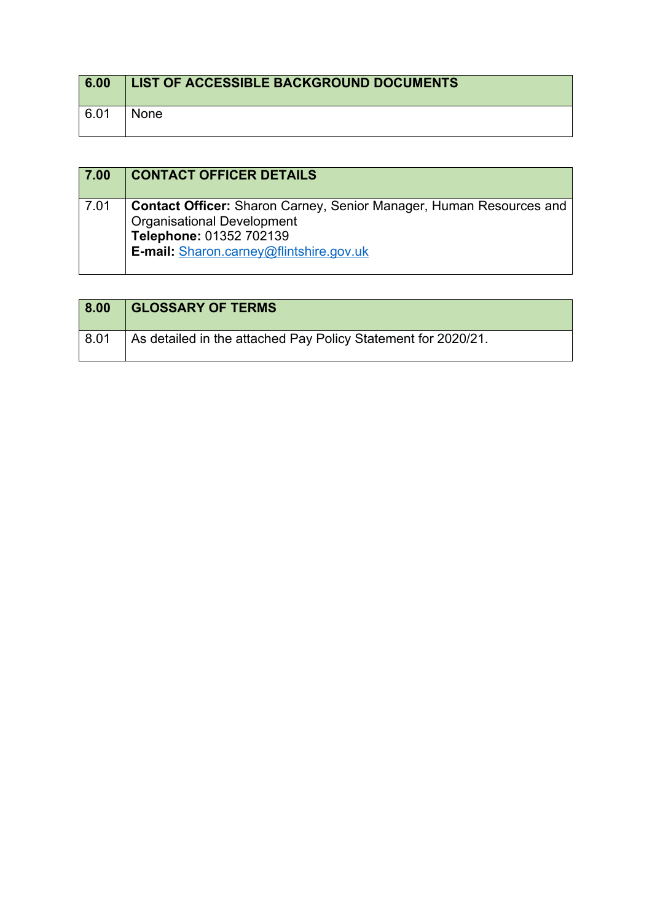| 6.00 | LIST OF ACCESSIBLE BACKGROUND DOCUMENTS |
|---|---|
| 6.01 | None |

| 7.00 | CONTACT OFFICER DETAILS |
|---|---|
| 7.01 | **Contact Officer:** Sharon Carney, Senior Manager, Human Resources and Organisational Development<br>**Telephone:** 01352 702139<br>**E-mail:** Sharon.carney@flintshire.gov.uk |

| 8.00 | GLOSSARY OF TERMS |
|---|---|
| 8.01 | As detailed in the attached Pay Policy Statement for 2020/21. |